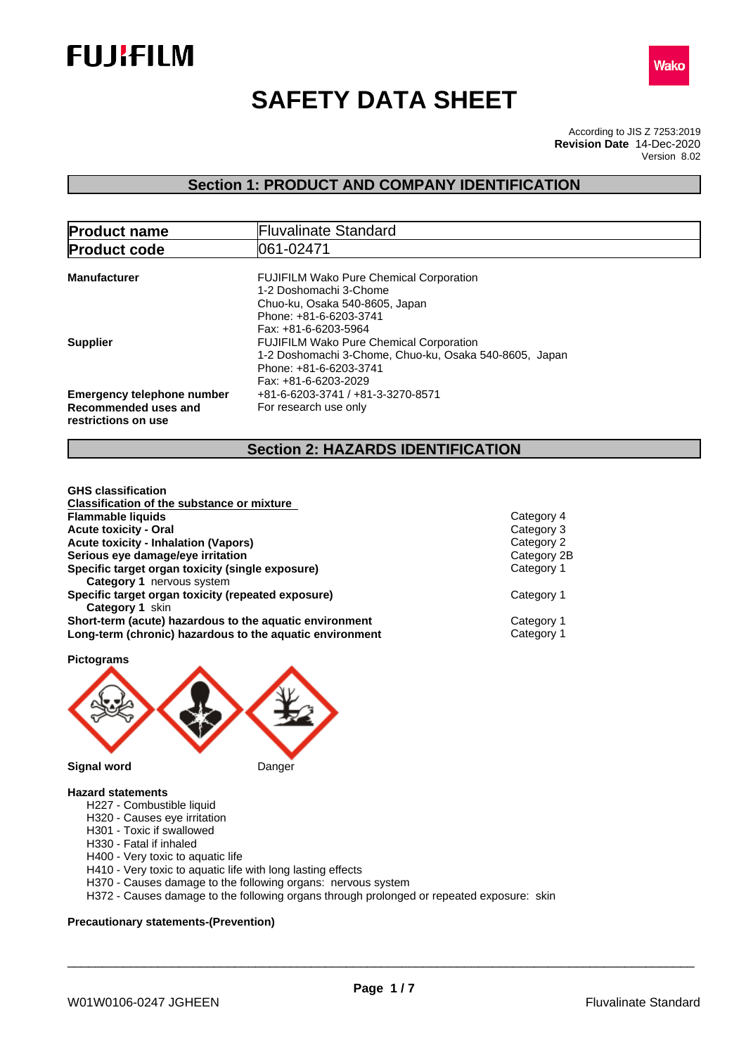# SAFETY DATA SHEET

According to JIS Z 7253:2019
**Revision Date** 14-Dec-2020
Version 8.02

## Section 1: PRODUCT AND COMPANY IDENTIFICATION

| **Product name** | Fluvalinate Standard |
|---|---|
| **Product code** | 061-02471 |

**Manufacturer**
FUJIFILM Wako Pure Chemical Corporation
1-2 Doshomachi 3-Chome
Chuo-ku, Osaka 540-8605, Japan
Phone: +81-6-6203-3741
Fax: +81-6-6203-5964

**Supplier**
FUJIFILM Wako Pure Chemical Corporation
1-2 Doshomachi 3-Chome, Chuo-ku, Osaka 540-8605, Japan
Phone: +81-6-6203-3741
Fax: +81-6-6203-2029

**Emergency telephone number** +81-6-6203-3741 / +81-3-3270-8571

**Recommended uses and restrictions on use** For research use only

## Section 2: HAZARDS IDENTIFICATION

**GHS classification**

**Classification of the substance or mixture**

| | |
|---|---|
| **Flammable liquids** | Category 4 |
| **Acute toxicity - Oral** | Category 3 |
| **Acute toxicity - Inhalation (Vapors)** | Category 2 |
| **Serious eye damage/eye irritation** | Category 2B |
| **Specific target organ toxicity (single exposure)** | Category 1 |
| **Category 1** nervous system | |
| **Specific target organ toxicity (repeated exposure)** | Category 1 |
| **Category 1** skin | |
| **Short-term (acute) hazardous to the aquatic environment** | Category 1 |
| **Long-term (chronic) hazardous to the aquatic environment** | Category 1 |

**Pictograms**

**Signal word** Danger

**Hazard statements**

- H227 - Combustible liquid
- H320 - Causes eye irritation
- H301 - Toxic if swallowed
- H330 - Fatal if inhaled
- H400 - Very toxic to aquatic life
- H410 - Very toxic to aquatic life with long lasting effects
- H370 - Causes damage to the following organs: nervous system
- H372 - Causes damage to the following organs through prolonged or repeated exposure: skin

**Precautionary statements-(Prevention)**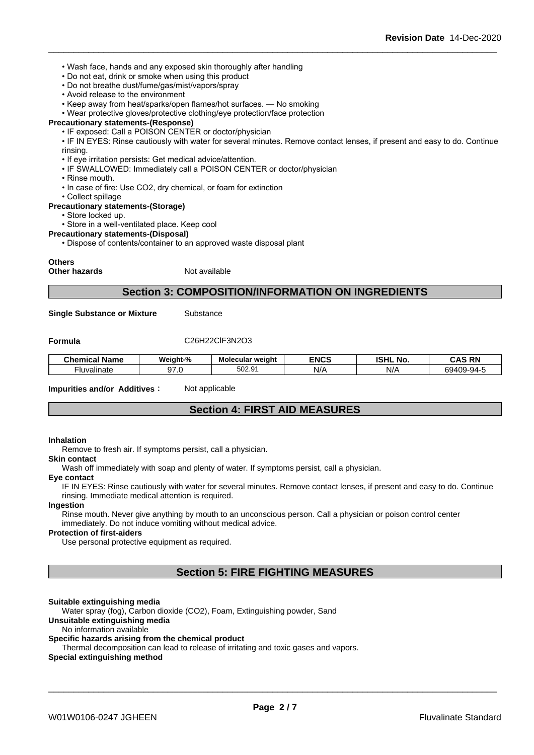• Wash face, hands and any exposed skin thoroughly after handling
• Do not eat, drink or smoke when using this product
• Do not breathe dust/fume/gas/mist/vapors/spray
• Avoid release to the environment
• Keep away from heat/sparks/open flames/hot surfaces. — No smoking
• Wear protective gloves/protective clothing/eye protection/face protection

**Precautionary statements-(Response)**

• IF exposed: Call a POISON CENTER or doctor/physician
• IF IN EYES: Rinse cautiously with water for several minutes. Remove contact lenses, if present and easy to do. Continue rinsing.
• If eye irritation persists: Get medical advice/attention.
• IF SWALLOWED: Immediately call a POISON CENTER or doctor/physician
• Rinse mouth.
• In case of fire: Use CO2, dry chemical, or foam for extinction
• Collect spillage

**Precautionary statements-(Storage)**

• Store locked up.
• Store in a well-ventilated place. Keep cool

**Precautionary statements-(Disposal)**

• Dispose of contents/container to an approved waste disposal plant

**Others**

**Other hazards** Not available

## Section 3: COMPOSITION/INFORMATION ON INGREDIENTS

**Single Substance or Mixture** Substance

**Formula** C26H22ClF3N2O3

| Chemical Name | Weight-% | Molecular weight | ENCS | ISHL No. | CAS RN |
|---|---|---|---|---|---|
| Fluvalinate | 97.0 | 502.91 | N/A | N/A | 69409-94-5 |

**Impurities and/or Additives**: Not applicable

## Section 4: FIRST AID MEASURES

**Inhalation**

Remove to fresh air. If symptoms persist, call a physician.

**Skin contact**

Wash off immediately with soap and plenty of water. If symptoms persist, call a physician.

**Eye contact**

IF IN EYES: Rinse cautiously with water for several minutes. Remove contact lenses, if present and easy to do. Continue rinsing. Immediate medical attention is required.

**Ingestion**

Rinse mouth. Never give anything by mouth to an unconscious person. Call a physician or poison control center immediately. Do not induce vomiting without medical advice.

**Protection of first-aiders**

Use personal protective equipment as required.

## Section 5: FIRE FIGHTING MEASURES

**Suitable extinguishing media**

Water spray (fog), Carbon dioxide (CO2), Foam, Extinguishing powder, Sand

**Unsuitable extinguishing media**

No information available

**Specific hazards arising from the chemical product**

Thermal decomposition can lead to release of irritating and toxic gases and vapors.

**Special extinguishing method**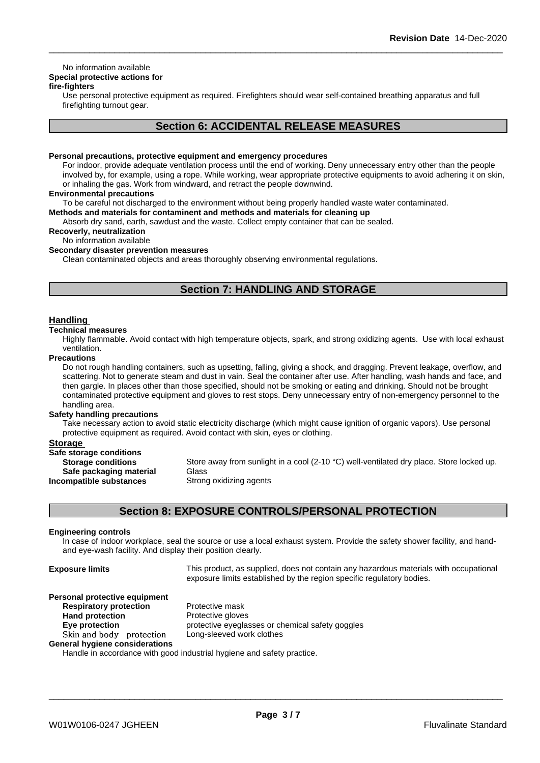No information available

**Special protective actions for fire-fighters**

Use personal protective equipment as required. Firefighters should wear self-contained breathing apparatus and full firefighting turnout gear.

## Section 6: ACCIDENTAL RELEASE MEASURES

**Personal precautions, protective equipment and emergency procedures**

For indoor, provide adequate ventilation process until the end of working. Deny unnecessary entry other than the people involved by, for example, using a rope. While working, wear appropriate protective equipments to avoid adhering it on skin, or inhaling the gas. Work from windward, and retract the people downwind.

**Environmental precautions**

To be careful not discharged to the environment without being properly handled waste water contaminated.

**Methods and materials for contaminent and methods and materials for cleaning up**

Absorb dry sand, earth, sawdust and the waste. Collect empty container that can be sealed.

**Recoverly, neutralization**

No information available

**Secondary disaster prevention measures**

Clean contaminated objects and areas thoroughly observing environmental regulations.

## Section 7: HANDLING AND STORAGE

### Handling

**Technical measures**

Highly flammable. Avoid contact with high temperature objects, spark, and strong oxidizing agents. Use with local exhaust ventilation.

**Precautions**

Do not rough handling containers, such as upsetting, falling, giving a shock, and dragging. Prevent leakage, overflow, and scattering. Not to generate steam and dust in vain. Seal the container after use. After handling, wash hands and face, and then gargle. In places other than those specified, should not be smoking or eating and drinking. Should not be brought contaminated protective equipment and gloves to rest stops. Deny unnecessary entry of non-emergency personnel to the handling area.

**Safety handling precautions**

Take necessary action to avoid static electricity discharge (which might cause ignition of organic vapors). Use personal protective equipment as required. Avoid contact with skin, eyes or clothing.

### Storage

**Safe storage conditions**

| | |
|---|---|
| **Storage conditions** | Store away from sunlight in a cool (2-10 °C) well-ventilated dry place. Store locked up. |
| **Safe packaging material** | Glass |
| **Incompatible substances** | Strong oxidizing agents |

## Section 8: EXPOSURE CONTROLS/PERSONAL PROTECTION

**Engineering controls**

In case of indoor workplace, seal the source or use a local exhaust system. Provide the safety shower facility, and hand- and eye-wash facility. And display their position clearly.

| | |
|---|---|
| **Exposure limits** | This product, as supplied, does not contain any hazardous materials with occupational exposure limits established by the region specific regulatory bodies. |

**Personal protective equipment**

| | |
|---|---|
| **Respiratory protection** | Protective mask |
| **Hand protection** | Protective gloves |
| **Eye protection** | protective eyeglasses or chemical safety goggles |
| **Skin and body protection** | Long-sleeved work clothes |

**General hygiene considerations**

Handle in accordance with good industrial hygiene and safety practice.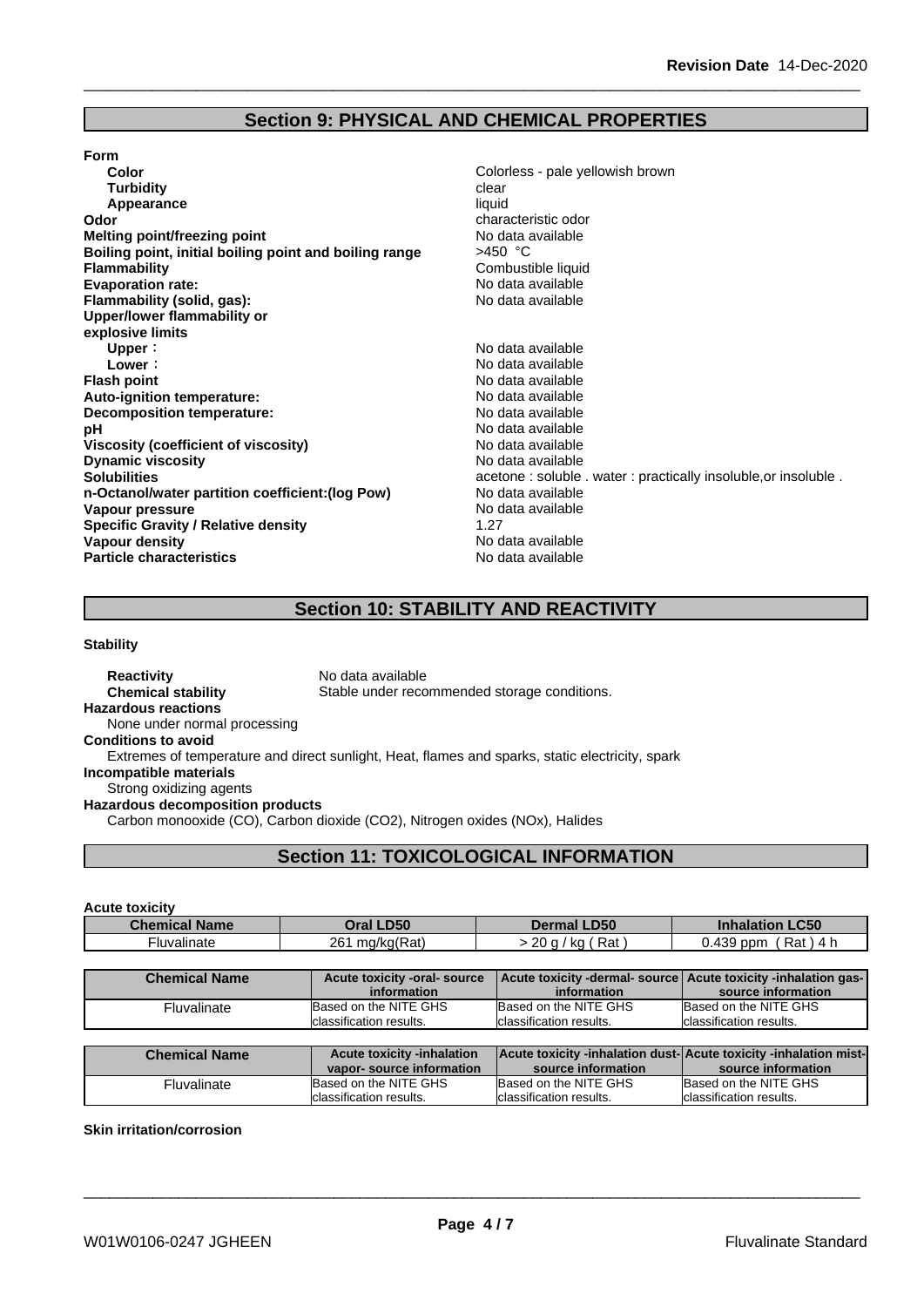## Section 9: PHYSICAL AND CHEMICAL PROPERTIES

**Form**

| | |
|---|---|
| **Color** | Colorless - pale yellowish brown |
| **Turbidity** | clear |
| **Appearance** | liquid |
| **Odor** | characteristic odor |
| **Melting point/freezing point** | No data available |
| **Boiling point, initial boiling point and boiling range** | >450 °C |
| **Flammability** | Combustible liquid |
| **Evaporation rate:** | No data available |
| **Flammability (solid, gas):** | No data available |
| **Upper/lower flammability or explosive limits** | |
| **Upper**： | No data available |
| **Lower**： | No data available |
| **Flash point** | No data available |
| **Auto-ignition temperature:** | No data available |
| **Decomposition temperature:** | No data available |
| **pH** | No data available |
| **Viscosity (coefficient of viscosity)** | No data available |
| **Dynamic viscosity** | No data available |
| **Solubilities** | acetone : soluble . water : practically insoluble,or insoluble . |
| **n-Octanol/water partition coefficient:(log Pow)** | No data available |
| **Vapour pressure** | No data available |
| **Specific Gravity / Relative density** | 1.27 |
| **Vapour density** | No data available |
| **Particle characteristics** | No data available |

## Section 10: STABILITY AND REACTIVITY

**Stability**

**Reactivity** No data available

**Chemical stability** Stable under recommended storage conditions.

**Hazardous reactions**

None under normal processing

**Conditions to avoid**

Extremes of temperature and direct sunlight, Heat, flames and sparks, static electricity, spark

**Incompatible materials**

Strong oxidizing agents

**Hazardous decomposition products**

Carbon monooxide (CO), Carbon dioxide ($CO_2$), Nitrogen oxides ($NO_x$), Halides

## Section 11: TOXICOLOGICAL INFORMATION

**Acute toxicity**

| Chemical Name | Oral LD50 | Dermal LD50 | Inhalation LC50 |
|---|---|---|---|
| Fluvalinate | 261 mg/kg(Rat) | > 20 g / kg ( Rat ) | 0.439 ppm ( Rat ) 4 h |

| Chemical Name | Acute toxicity -oral- source information | Acute toxicity -dermal- source information | Acute toxicity -inhalation gas- source information |
|---|---|---|---|
| Fluvalinate | Based on the NITE GHS classification results. | Based on the NITE GHS classification results. | Based on the NITE GHS classification results. |

| Chemical Name | Acute toxicity -inhalation vapor- source information | Acute toxicity -inhalation dust- source information | Acute toxicity -inhalation mist- source information |
|---|---|---|---|
| Fluvalinate | Based on the NITE GHS classification results. | Based on the NITE GHS classification results. | Based on the NITE GHS classification results. |

**Skin irritation/corrosion**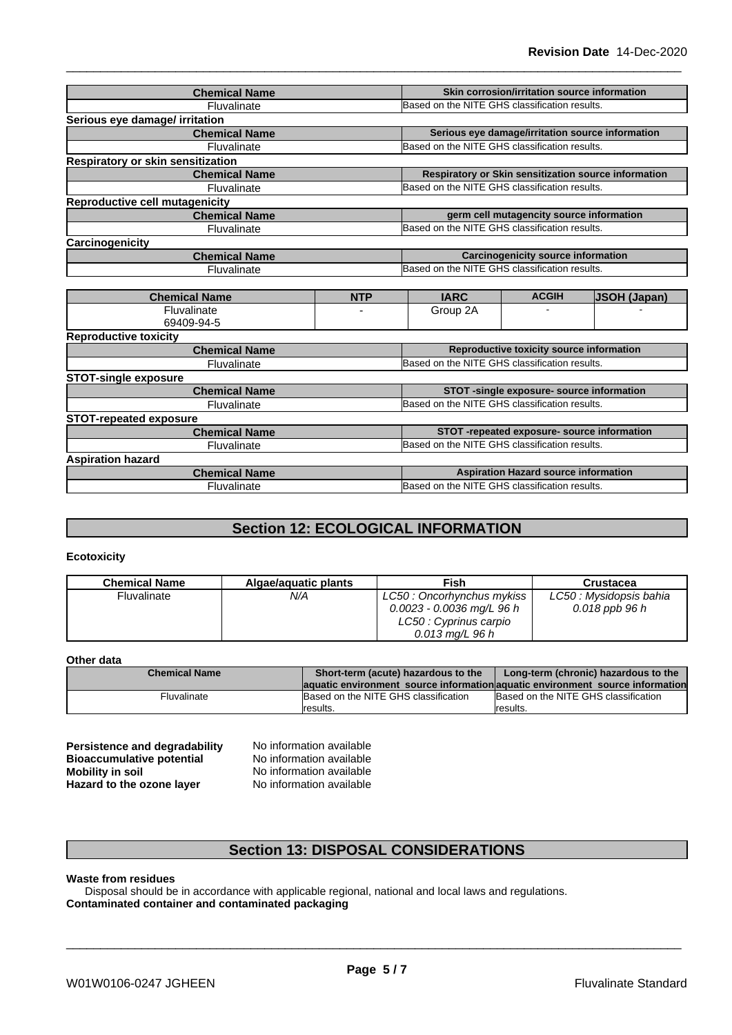| Chemical Name | Skin corrosion/irritation source information |
| --- | --- |
| Fluvalinate | Based on the NITE GHS classification results. |

**Serious eye damage/ irritation**

| Chemical Name | Serious eye damage/irritation source information |
| --- | --- |
| Fluvalinate | Based on the NITE GHS classification results. |

**Respiratory or skin sensitization**

| Chemical Name | Respiratory or Skin sensitization source information |
| --- | --- |
| Fluvalinate | Based on the NITE GHS classification results. |

**Reproductive cell mutagenicity**

| Chemical Name | germ cell mutagencity source information |
| --- | --- |
| Fluvalinate | Based on the NITE GHS classification results. |

**Carcinogenicity**

| Chemical Name | Carcinogenicity source information |
| --- | --- |
| Fluvalinate | Based on the NITE GHS classification results. |

| Chemical Name | NTP | IARC | ACGIH | JSOH (Japan) |
| --- | --- | --- | --- | --- |
| Fluvalinate<br>69409-94-5 | - | Group 2A | - | - |

**Reproductive toxicity**

| Chemical Name | Reproductive toxicity source information |
| --- | --- |
| Fluvalinate | Based on the NITE GHS classification results. |

**STOT-single exposure**

| Chemical Name | STOT -single exposure- source information |
| --- | --- |
| Fluvalinate | Based on the NITE GHS classification results. |

**STOT-repeated exposure**

| Chemical Name | STOT -repeated exposure- source information |
| --- | --- |
| Fluvalinate | Based on the NITE GHS classification results. |

**Aspiration hazard**

| Chemical Name | Aspiration Hazard source information |
| --- | --- |
| Fluvalinate | Based on the NITE GHS classification results. |

## Section 12: ECOLOGICAL INFORMATION

**Ecotoxicity**

| Chemical Name | Algae/aquatic plants | Fish | Crustacea |
| --- | --- | --- | --- |
| Fluvalinate | *N/A* | *LC50 : Oncorhynchus mykiss 0.0023 - 0.0036 mg/L 96 h LC50 : Cyprinus carpio 0.013 mg/L 96 h* | *LC50 : Mysidopsis bahia 0.018 ppb 96 h* |

**Other data**

| Chemical Name | Short-term (acute) hazardous to the aquatic environment source information | Long-term (chronic) hazardous to the aquatic environment source information |
| --- | --- | --- |
| Fluvalinate | Based on the NITE GHS classification results. | Based on the NITE GHS classification results. |

**Persistence and degradability** No information available
**Bioaccumulative potential** No information available
**Mobility in soil** No information available
**Hazard to the ozone layer** No information available

## Section 13: DISPOSAL CONSIDERATIONS

**Waste from residues**

Disposal should be in accordance with applicable regional, national and local laws and regulations.

**Contaminated container and contaminated packaging**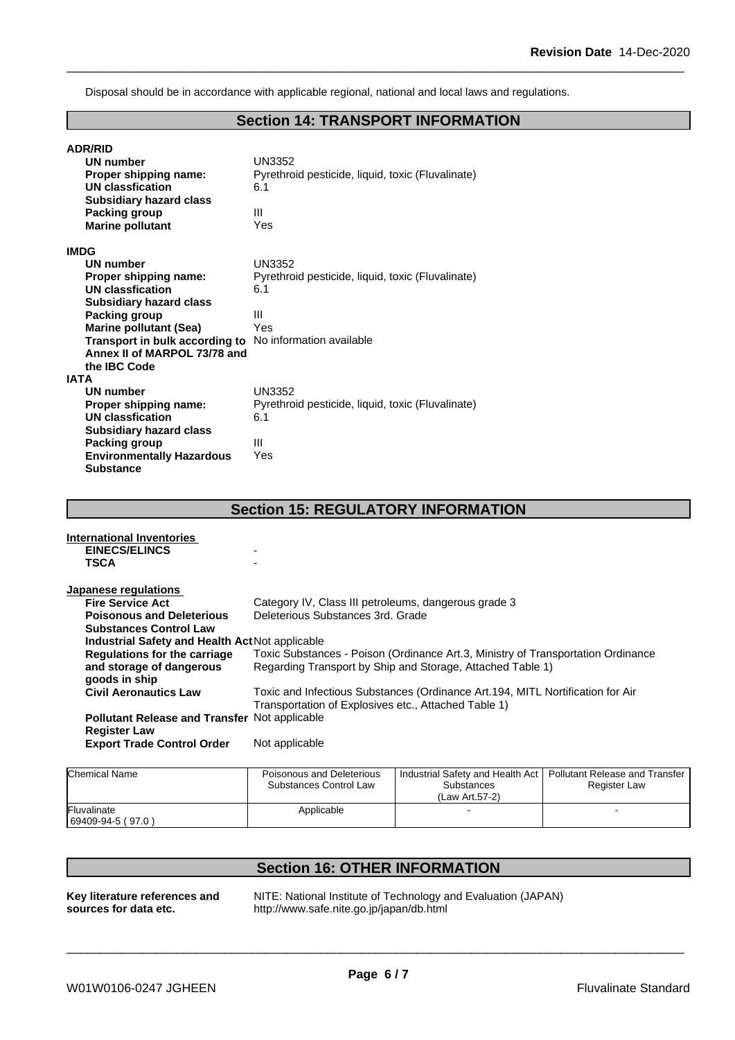Disposal should be in accordance with applicable regional, national and local laws and regulations.

## Section 14: TRANSPORT INFORMATION

**ADR/RID**

| | |
|---|---|
| **UN number** | UN3352 |
| **Proper shipping name:** | Pyrethroid pesticide, liquid, toxic (Fluvalinate) |
| **UN classfication** | 6.1 |
| **Subsidiary hazard class** | |
| **Packing group** | III |
| **Marine pollutant** | Yes |

**IMDG**

| | |
|---|---|
| **UN number** | UN3352 |
| **Proper shipping name:** | Pyrethroid pesticide, liquid, toxic (Fluvalinate) |
| **UN classfication** | 6.1 |
| **Subsidiary hazard class** | |
| **Packing group** | III |
| **Marine pollutant (Sea)** | Yes |
| **Transport in bulk according to Annex II of MARPOL 73/78 and the IBC Code** | No information available |

**IATA**

| | |
|---|---|
| **UN number** | UN3352 |
| **Proper shipping name:** | Pyrethroid pesticide, liquid, toxic (Fluvalinate) |
| **UN classfication** | 6.1 |
| **Subsidiary hazard class** | |
| **Packing group** | III |
| **Environmentally Hazardous Substance** | Yes |

## Section 15: REGULATORY INFORMATION

**International Inventories**

| | |
|---|---|
| **EINECS/ELINCS** | - |
| **TSCA** | - |

**Japanese regulations**

| | |
|---|---|
| **Fire Service Act** | Category IV, Class III petroleums, dangerous grade 3 |
| **Poisonous and Deleterious Substances Control Law** | Deleterious Substances 3rd. Grade |
| **Industrial Safety and Health Act** | Not applicable |
| **Regulations for the carriage and storage of dangerous goods in ship** | Toxic Substances - Poison (Ordinance Art.3, Ministry of Transportation Ordinance Regarding Transport by Ship and Storage, Attached Table 1) |
| **Civil Aeronautics Law** | Toxic and Infectious Substances (Ordinance Art.194, MITL Nortification for Air Transportation of Explosives etc., Attached Table 1) |
| **Pollutant Release and Transfer Register Law** | Not applicable |
| **Export Trade Control Order** | Not applicable |

| Chemical Name | Poisonous and Deleterious Substances Control Law | Industrial Safety and Health Act Substances (Law Art.57-2) | Pollutant Release and Transfer Register Law |
|---|---|---|---|
| Fluvalinate 69409-94-5 ( 97.0 ) | Applicable | - | - |

## Section 16: OTHER INFORMATION

| | |
|---|---|
| **Key literature references and sources for data etc.** | NITE: National Institute of Technology and Evaluation (JAPAN) http://www.safe.nite.go.jp/japan/db.html |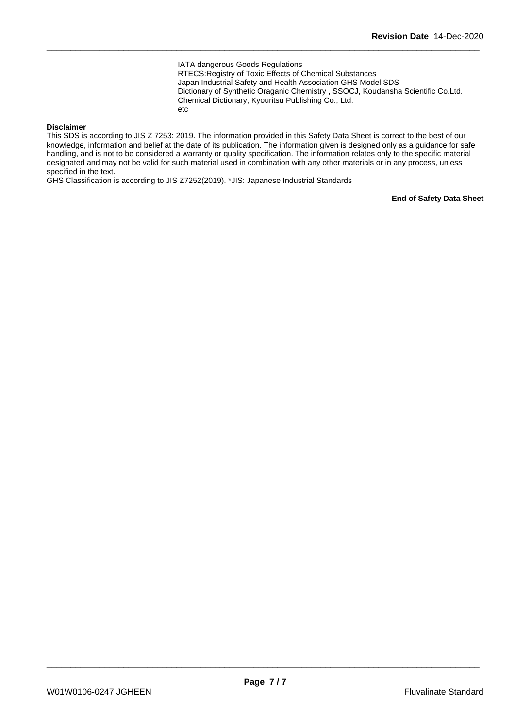IATA dangerous Goods Regulations
RTECS:Registry of Toxic Effects of Chemical Substances
Japan Industrial Safety and Health Association GHS Model SDS
Dictionary of Synthetic Oraganic Chemistry , SSOCJ, Koudansha Scientific Co.Ltd.
Chemical Dictionary, Kyouritsu Publishing Co., Ltd.
etc

**Disclaimer**

This SDS is according to JIS Z 7253: 2019. The information provided in this Safety Data Sheet is correct to the best of our knowledge, information and belief at the date of its publication. The information given is designed only as a guidance for safe handling, and is not to be considered a warranty or quality specification. The information relates only to the specific material designated and may not be valid for such material used in combination with any other materials or in any process, unless specified in the text.

GHS Classification is according to JIS Z7252(2019). *JIS: Japanese Industrial Standards

**End of Safety Data Sheet**